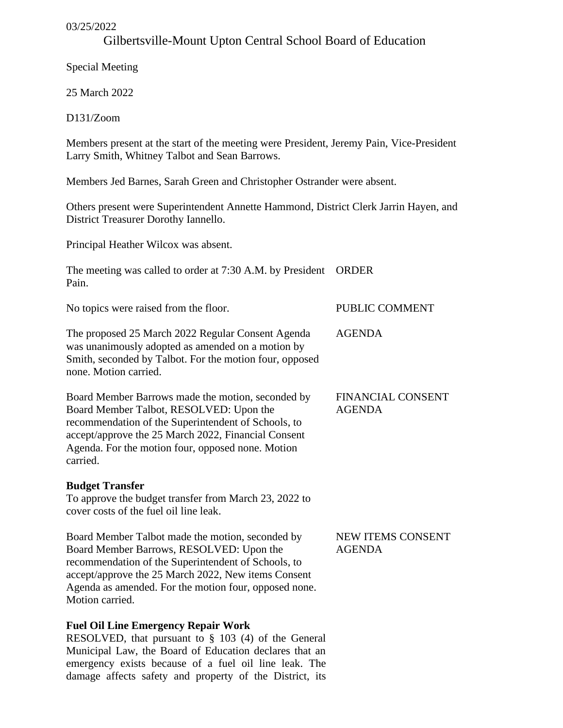03/25/2022

# Gilbertsville-Mount Upton Central School Board of Education

Special Meeting

25 March 2022

D131/Zoom

Members present at the start of the meeting were President, Jeremy Pain, Vice-President Larry Smith, Whitney Talbot and Sean Barrows.

Members Jed Barnes, Sarah Green and Christopher Ostrander were absent.

Others present were Superintendent Annette Hammond, District Clerk Jarrin Hayen, and District Treasurer Dorothy Iannello.

Principal Heather Wilcox was absent.

ORDER

The meeting was called to order at 7:30 A.M. by President Pain.

PUBLIC COMMENT

No topics were raised from the floor.

AGENDA

The proposed 25 March 2022 Regular Consent Agenda was unanimously adopted as amended on a motion by Smith, seconded by Talbot. For the motion four, opposed none. Motion carried.

FINANCIAL CONSENT AGENDA

Board Member Barrows made the motion, seconded by Board Member Talbot, RESOLVED: Upon the recommendation of the Superintendent of Schools, to accept/approve the 25 March 2022, Financial Consent Agenda. For the motion four, opposed none. Motion carried.

**Budget Transfer**
To approve the budget transfer from March 23, 2022 to cover costs of the fuel oil line leak.

NEW ITEMS CONSENT AGENDA

Board Member Talbot made the motion, seconded by Board Member Barrows, RESOLVED: Upon the recommendation of the Superintendent of Schools, to accept/approve the 25 March 2022, New items Consent Agenda as amended. For the motion four, opposed none. Motion carried.

**Fuel Oil Line Emergency Repair Work**
RESOLVED, that pursuant to § 103 (4) of the General Municipal Law, the Board of Education declares that an emergency exists because of a fuel oil line leak. The damage affects safety and property of the District, its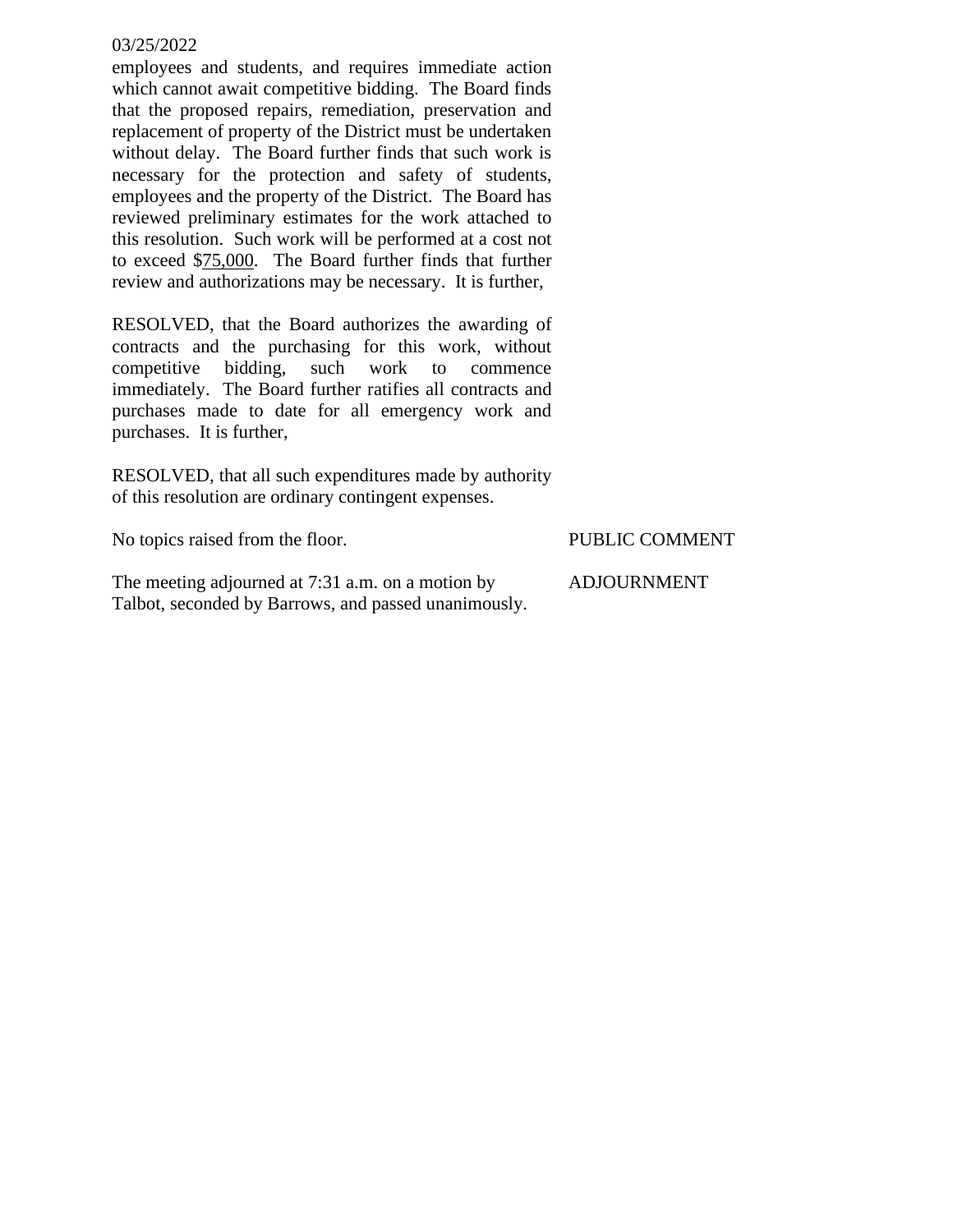employees and students, and requires immediate action which cannot await competitive bidding. The Board finds that the proposed repairs, remediation, preservation and replacement of property of the District must be undertaken without delay. The Board further finds that such work is necessary for the protection and safety of students, employees and the property of the District. The Board has reviewed preliminary estimates for the work attached to this resolution. Such work will be performed at a cost not to exceed $75,000. The Board further finds that further review and authorizations may be necessary. It is further,

RESOLVED, that the Board authorizes the awarding of contracts and the purchasing for this work, without competitive bidding, such work to commence immediately. The Board further ratifies all contracts and purchases made to date for all emergency work and purchases. It is further,

RESOLVED, that all such expenditures made by authority of this resolution are ordinary contingent expenses.

PUBLIC COMMENT

No topics raised from the floor.

ADJOURNMENT

The meeting adjourned at 7:31 a.m. on a motion by Talbot, seconded by Barrows, and passed unanimously.